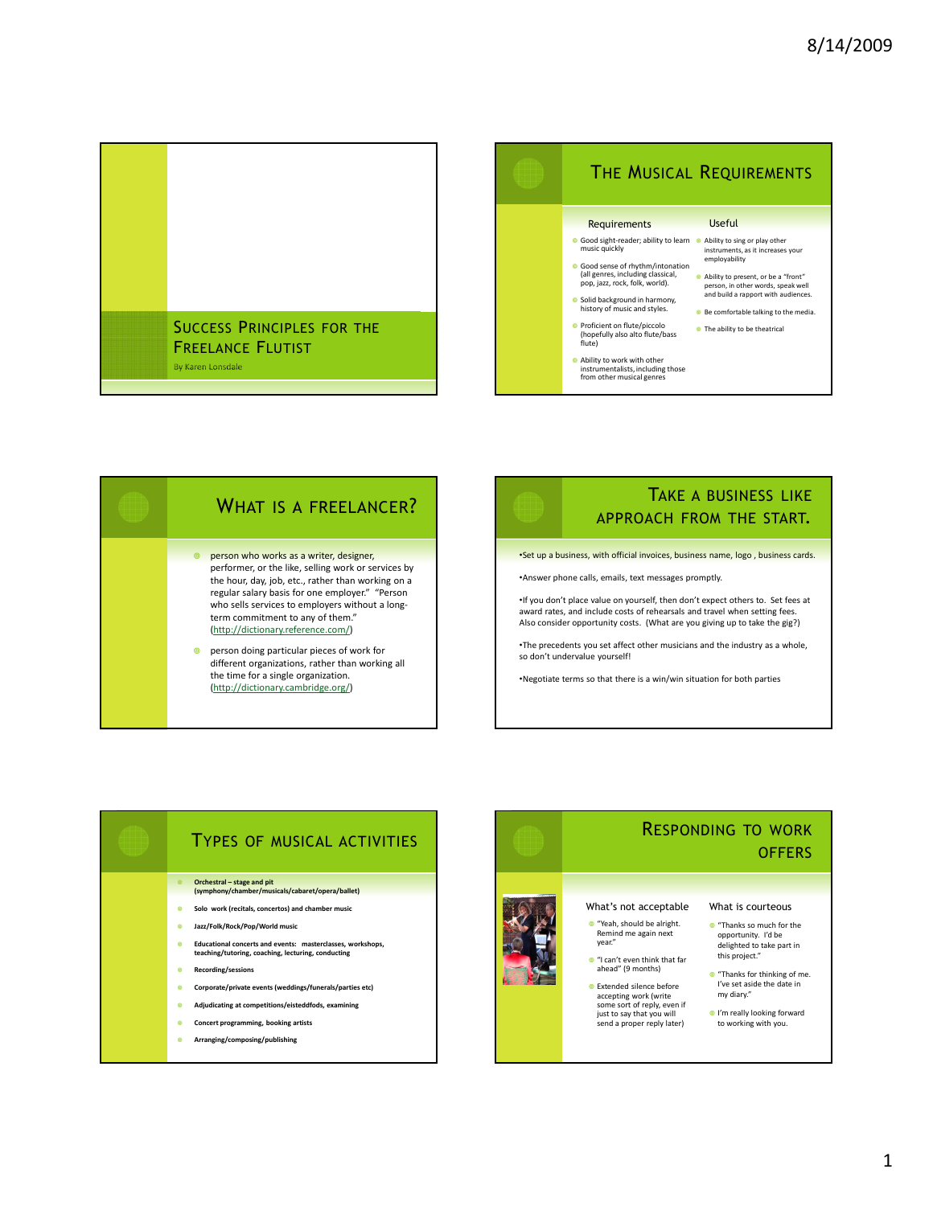# Success Principles for the Freelance Flutist

By Karen Lonsdale

## The Musical Requirements

**Requirements**

- Good sight-reader; ability to learn music quickly
- Good sense of rhythm/intonation (all genres, including classical, pop, jazz, rock, folk, world).
- Solid background in harmony, history of music and styles.
- Proficient on flute/piccolo (hopefully also alto flute/bass flute)
- Ability to work with other instrumentalists, including those from other musical genres

**Useful**

- Ability to sing or play other instruments, as it increases your employability
- Ability to present, or be a "front" person, in other words, speak well and build a rapport with audiences.
- Be comfortable talking to the media.
- The ability to be theatrical

## What is a freelancer?

- person who works as a writer, designer, performer, or the like, selling work or services by the hour, day, job, etc., rather than working on a regular salary basis for one employer." "Person who sells services to employers without a long-term commitment to any of them." (http://dictionary.reference.com/)
- person doing particular pieces of work for different organizations, rather than working all the time for a single organization. (http://dictionary.cambridge.org/)

## Take a business like approach from the start.

- Set up a business, with official invoices, business name, logo , business cards.
- Answer phone calls, emails, text messages promptly.
- If you don't place value on yourself, then don't expect others to. Set fees at award rates, and include costs of rehearsals and travel when setting fees. Also consider opportunity costs. (What are you giving up to take the gig?)
- The precedents you set affect other musicians and the industry as a whole, so don't undervalue yourself!
- Negotiate terms so that there is a win/win situation for both parties

## Types of musical activities

- **Orchestral – stage and pit (symphony/chamber/musicals/cabaret/opera/ballet)**
- **Solo work (recitals, concertos) and chamber music**
- **Jazz/Folk/Rock/Pop/World music**
- **Educational concerts and events: masterclasses, workshops, teaching/tutoring, coaching, lecturing, conducting**
- **Recording/sessions**
- **Corporate/private events (weddings/funerals/parties etc)**
- **Adjudicating at competitions/eisteddfods, examining**
- **Concert programming, booking artists**
- **Arranging/composing/publishing**

## Responding to work offers

**What's not acceptable**

- "Yeah, should be alright. Remind me again next year."
- "I can't even think that far ahead" (9 months)
- Extended silence before accepting work (write some sort of reply, even if just to say that you will send a proper reply later)

**What is courteous**

- "Thanks so much for the opportunity. I'd be delighted to take part in this project."
- "Thanks for thinking of me. I've set aside the date in my diary."
- I'm really looking forward to working with you.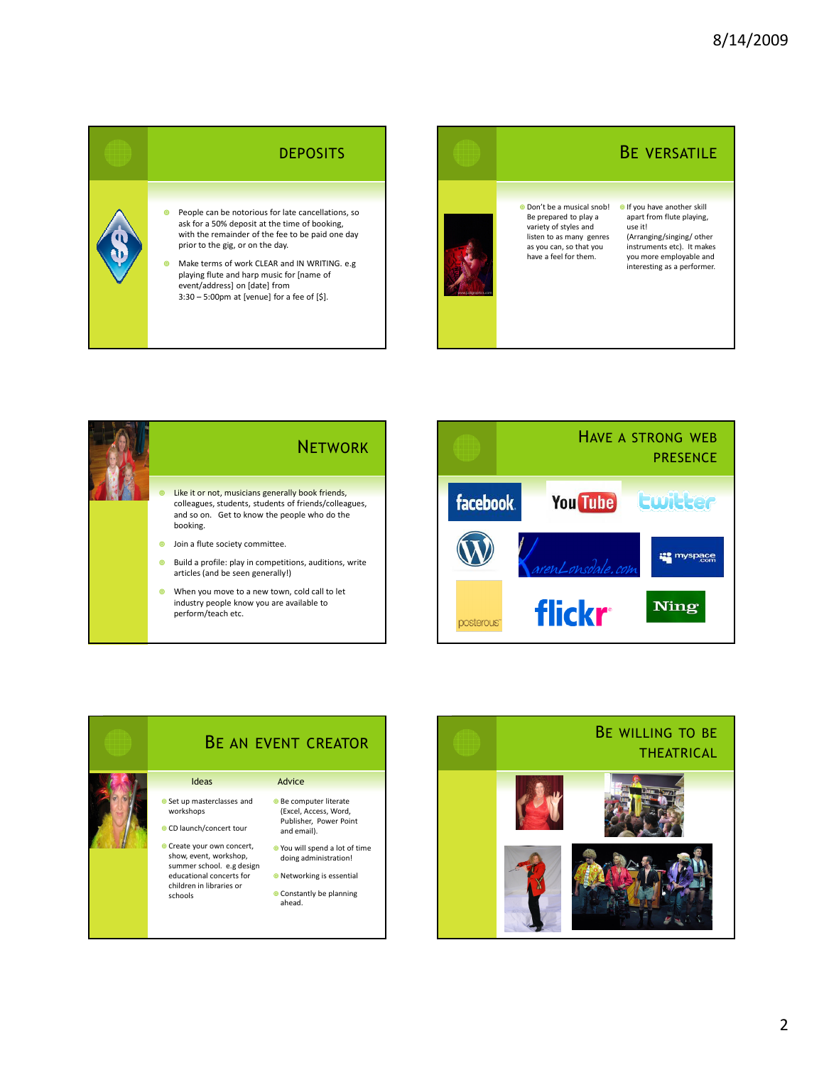## Deposits

- People can be notorious for late cancellations, so ask for a 50% deposit at the time of booking, with the remainder of the fee to be paid one day prior to the gig, or on the day.
- Make terms of work CLEAR and IN WRITING. e.g playing flute and harp music for [name of event/address] on [date] from 3:30 – 5:00pm at [venue] for a fee of [$].

## Be Versatile

- Don't be a musical snob! Be prepared to play a variety of styles and listen to as many genres as you can, so that you have a feel for them.
- If you have another skill apart from flute playing, use it! (Arranging/singing/ other instruments etc). It makes you more employable and interesting as a performer.

## Network

- Like it or not, musicians generally book friends, colleagues, students, students of friends/colleagues, and so on. Get to know the people who do the booking.
- Join a flute society committee.
- Build a profile: play in competitions, auditions, write articles (and be seen generally!)
- When you move to a new town, cold call to let industry people know you are available to perform/teach etc.

## Have a Strong Web Presence

facebook, YouTube, twitter, WordPress, KarenLonsdale.com, myspace.com, posterous, flickr, Ning

## Be an Event Creator

**Ideas**

- Set up masterclasses and workshops
- CD launch/concert tour
- Create your own concert, show, event, workshop, summer school. e.g design educational concerts for children in libraries or schools

**Advice**

- Be computer literate (Excel, Access, Word, Publisher, Power Point and email).
- You will spend a lot of time doing administration!
- Networking is essential
- Constantly be planning ahead.

## Be Willing to be Theatrical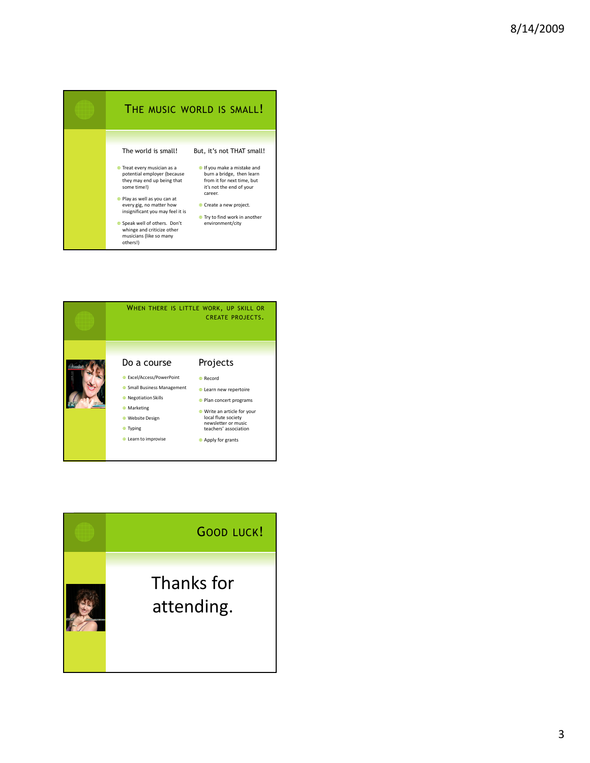## The music world is small!

**The world is small!**

- Treat every musician as a potential employer (because they may end up being that some time!)
- Play as well as you can at every gig, no matter how insignificant you may feel it is
- Speak well of others. Don't whinge and criticize other musicians (like so many others!)

**But, it's not THAT small!**

- If you make a mistake and burn a bridge, then learn from it for next time, but it's not the end of your career.
- Create a new project.
- Try to find work in another environment/city

## When there is little work, up skill or create projects.

**Do a course**

- Excel/Access/PowerPoint
- Small Business Management
- Negotiation Skills
- Marketing
- Website Design
- Typing
- Learn to improvise

**Projects**

- Record
- Learn new repertoire
- Plan concert programs
- Write an article for your local flute society newsletter or music teachers' association
- Apply for grants

## Good luck!

Thanks for attending.